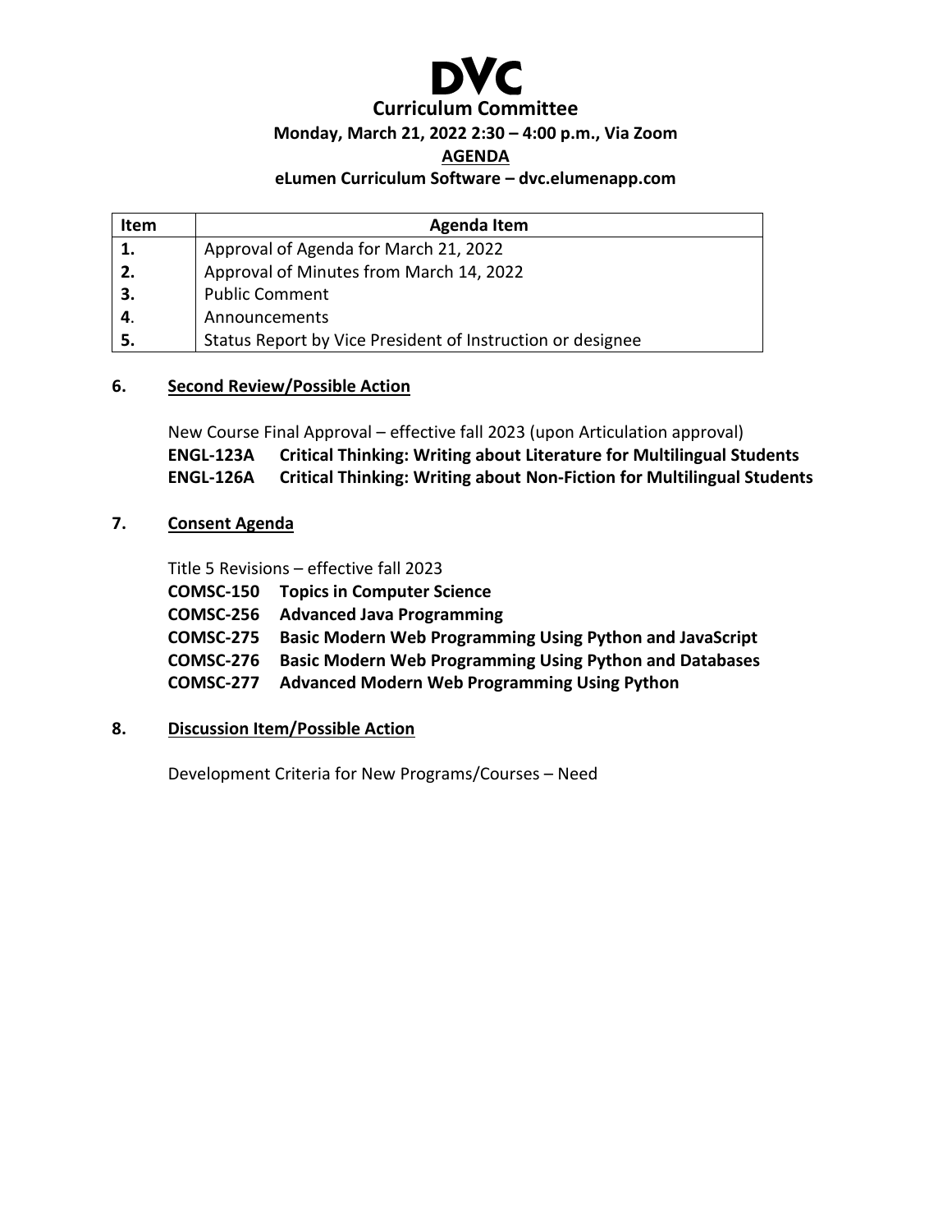# DVC

## Curriculum Committee

**Monday, March 21, 2022 2:30 – 4:00 p.m., Via Zoom**

**AGENDA**

**eLumen Curriculum Software – dvc.elumenapp.com**

| Item | Agenda Item |
|---|---|
| 1. | Approval of Agenda for March 21, 2022 |
| 2. | Approval of Minutes from March 14, 2022 |
| 3. | Public Comment |
| 4. | Announcements |
| 5. | Status Report by Vice President of Instruction or designee |

**6. Second Review/Possible Action**

New Course Final Approval – effective fall 2023 (upon Articulation approval)

**ENGL-123A Critical Thinking: Writing about Literature for Multilingual Students**

**ENGL-126A Critical Thinking: Writing about Non-Fiction for Multilingual Students**

**7. Consent Agenda**

Title 5 Revisions – effective fall 2023

**COMSC-150 Topics in Computer Science**

**COMSC-256 Advanced Java Programming**

**COMSC-275 Basic Modern Web Programming Using Python and JavaScript**

**COMSC-276 Basic Modern Web Programming Using Python and Databases**

**COMSC-277 Advanced Modern Web Programming Using Python**

**8. Discussion Item/Possible Action**

Development Criteria for New Programs/Courses – Need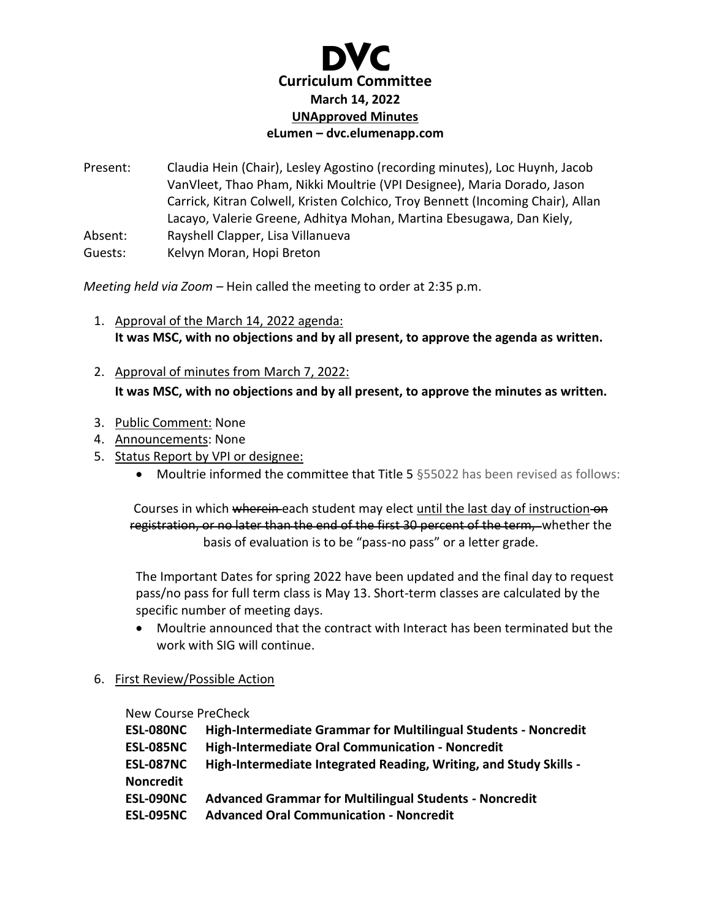# DVC

## Curriculum Committee

**March 14, 2022**

**UNApproved Minutes**

**eLumen – dvc.elumenapp.com**

Present: Claudia Hein (Chair), Lesley Agostino (recording minutes), Loc Huynh, Jacob VanVleet, Thao Pham, Nikki Moultrie (VPI Designee), Maria Dorado, Jason Carrick, Kitran Colwell, Kristen Colchico, Troy Bennett (Incoming Chair), Allan Lacayo, Valerie Greene, Adhitya Mohan, Martina Ebesugawa, Dan Kiely,

Absent: Rayshell Clapper, Lisa Villanueva

Guests: Kelvyn Moran, Hopi Breton

*Meeting held via Zoom* – Hein called the meeting to order at 2:35 p.m.

1. Approval of the March 14, 2022 agenda:
   **It was MSC, with no objections and by all present, to approve the agenda as written.**
2. Approval of minutes from March 7, 2022:
   **It was MSC, with no objections and by all present, to approve the minutes as written.**
3. Public Comment: None
4. Announcements: None
5. Status Report by VPI or designee:
   - Moultrie informed the committee that Title 5 §55022 has been revised as follows:

     Courses in which ~~wherein~~ each student may elect until the last day of instruction ~~on registration, or no later than the end of the first 30 percent of the term,~~ whether the basis of evaluation is to be "pass-no pass" or a letter grade.

     The Important Dates for spring 2022 have been updated and the final day to request pass/no pass for full term class is May 13. Short-term classes are calculated by the specific number of meeting days.
   - Moultrie announced that the contract with Interact has been terminated but the work with SIG will continue.
6. First Review/Possible Action

   New Course PreCheck

   **ESL-080NC High-Intermediate Grammar for Multilingual Students - Noncredit**
   **ESL-085NC High-Intermediate Oral Communication - Noncredit**
   **ESL-087NC High-Intermediate Integrated Reading, Writing, and Study Skills - Noncredit**
   **ESL-090NC Advanced Grammar for Multilingual Students - Noncredit**
   **ESL-095NC Advanced Oral Communication - Noncredit**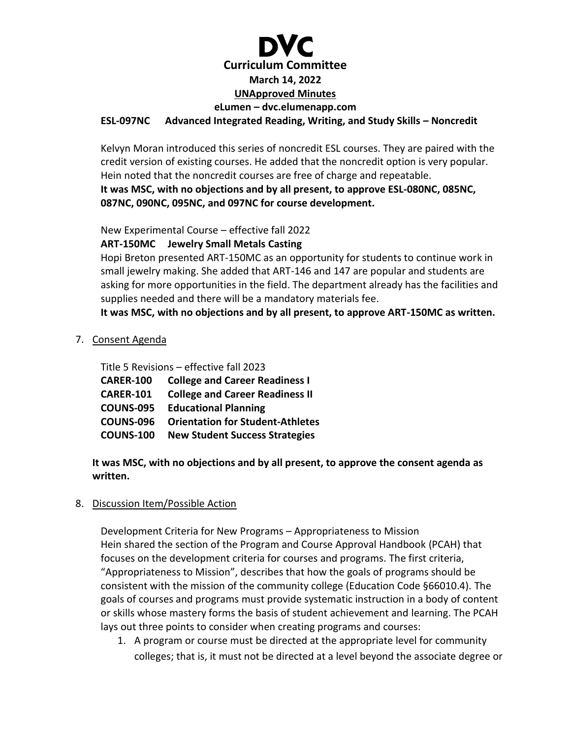**ESL-097NC Advanced Integrated Reading, Writing, and Study Skills – Noncredit**

Kelvyn Moran introduced this series of noncredit ESL courses. They are paired with the credit version of existing courses. He added that the noncredit option is very popular. Hein noted that the noncredit courses are free of charge and repeatable.

**It was MSC, with no objections and by all present, to approve ESL-080NC, 085NC, 087NC, 090NC, 095NC, and 097NC for course development.**

New Experimental Course – effective fall 2022

**ART-150MC Jewelry Small Metals Casting**

Hopi Breton presented ART-150MC as an opportunity for students to continue work in small jewelry making. She added that ART-146 and 147 are popular and students are asking for more opportunities in the field. The department already has the facilities and supplies needed and there will be a mandatory materials fee.

**It was MSC, with no objections and by all present, to approve ART-150MC as written.**

7. Consent Agenda

Title 5 Revisions – effective fall 2023

**CARER-100 College and Career Readiness I**
**CARER-101 College and Career Readiness II**
**COUNS-095 Educational Planning**
**COUNS-096 Orientation for Student-Athletes**
**COUNS-100 New Student Success Strategies**

**It was MSC, with no objections and by all present, to approve the consent agenda as written.**

8. Discussion Item/Possible Action

Development Criteria for New Programs – Appropriateness to Mission

Hein shared the section of the Program and Course Approval Handbook (PCAH) that focuses on the development criteria for courses and programs. The first criteria, "Appropriateness to Mission", describes that how the goals of programs should be consistent with the mission of the community college (Education Code §66010.4). The goals of courses and programs must provide systematic instruction in a body of content or skills whose mastery forms the basis of student achievement and learning. The PCAH lays out three points to consider when creating programs and courses:

1. A program or course must be directed at the appropriate level for community colleges; that is, it must not be directed at a level beyond the associate degree or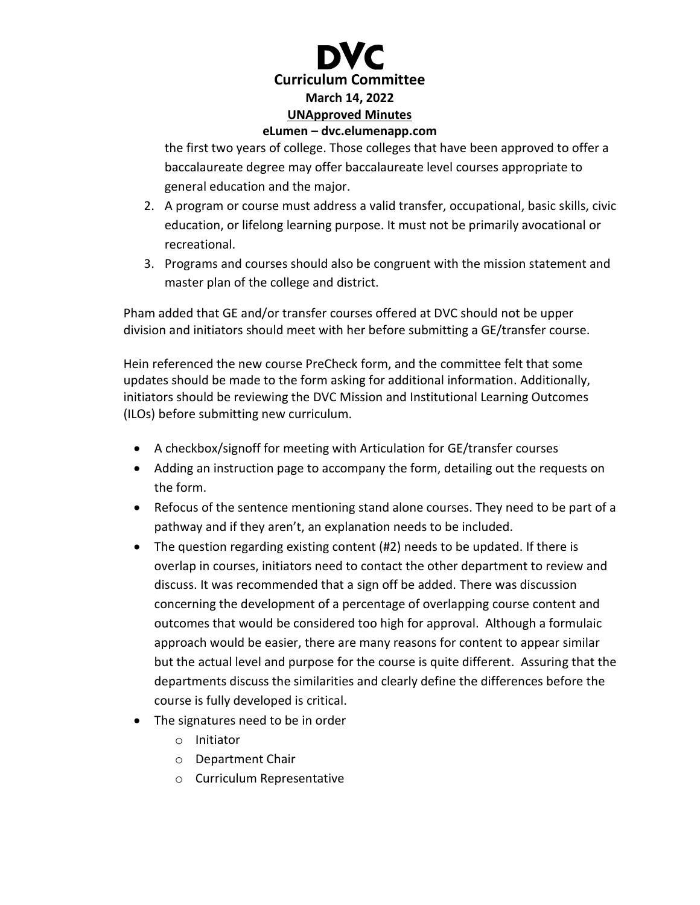the first two years of college. Those colleges that have been approved to offer a baccalaureate degree may offer baccalaureate level courses appropriate to general education and the major.

2. A program or course must address a valid transfer, occupational, basic skills, civic education, or lifelong learning purpose. It must not be primarily avocational or recreational.
3. Programs and courses should also be congruent with the mission statement and master plan of the college and district.

Pham added that GE and/or transfer courses offered at DVC should not be upper division and initiators should meet with her before submitting a GE/transfer course.

Hein referenced the new course PreCheck form, and the committee felt that some updates should be made to the form asking for additional information. Additionally, initiators should be reviewing the DVC Mission and Institutional Learning Outcomes (ILOs) before submitting new curriculum.

- A checkbox/signoff for meeting with Articulation for GE/transfer courses
- Adding an instruction page to accompany the form, detailing out the requests on the form.
- Refocus of the sentence mentioning stand alone courses. They need to be part of a pathway and if they aren't, an explanation needs to be included.
- The question regarding existing content (#2) needs to be updated. If there is overlap in courses, initiators need to contact the other department to review and discuss. It was recommended that a sign off be added. There was discussion concerning the development of a percentage of overlapping course content and outcomes that would be considered too high for approval. Although a formulaic approach would be easier, there are many reasons for content to appear similar but the actual level and purpose for the course is quite different. Assuring that the departments discuss the similarities and clearly define the differences before the course is fully developed is critical.
- The signatures need to be in order
  - Initiator
  - Department Chair
  - Curriculum Representative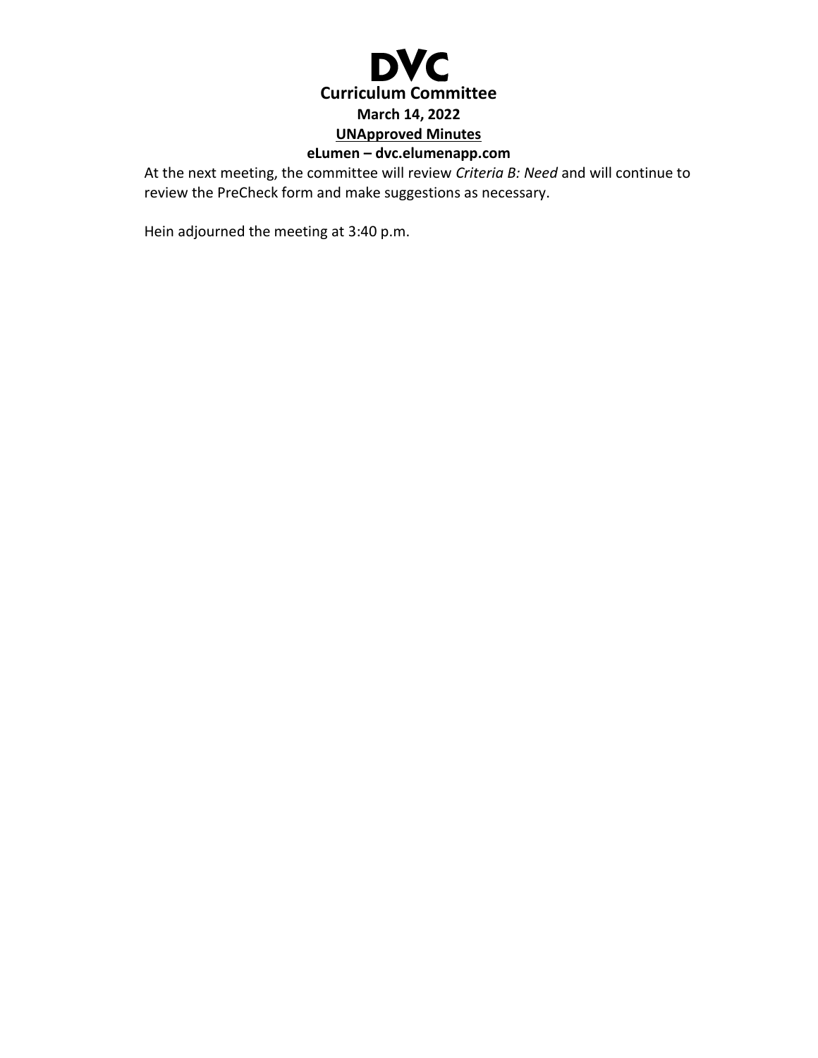At the next meeting, the committee will review *Criteria B: Need* and will continue to review the PreCheck form and make suggestions as necessary.

Hein adjourned the meeting at 3:40 p.m.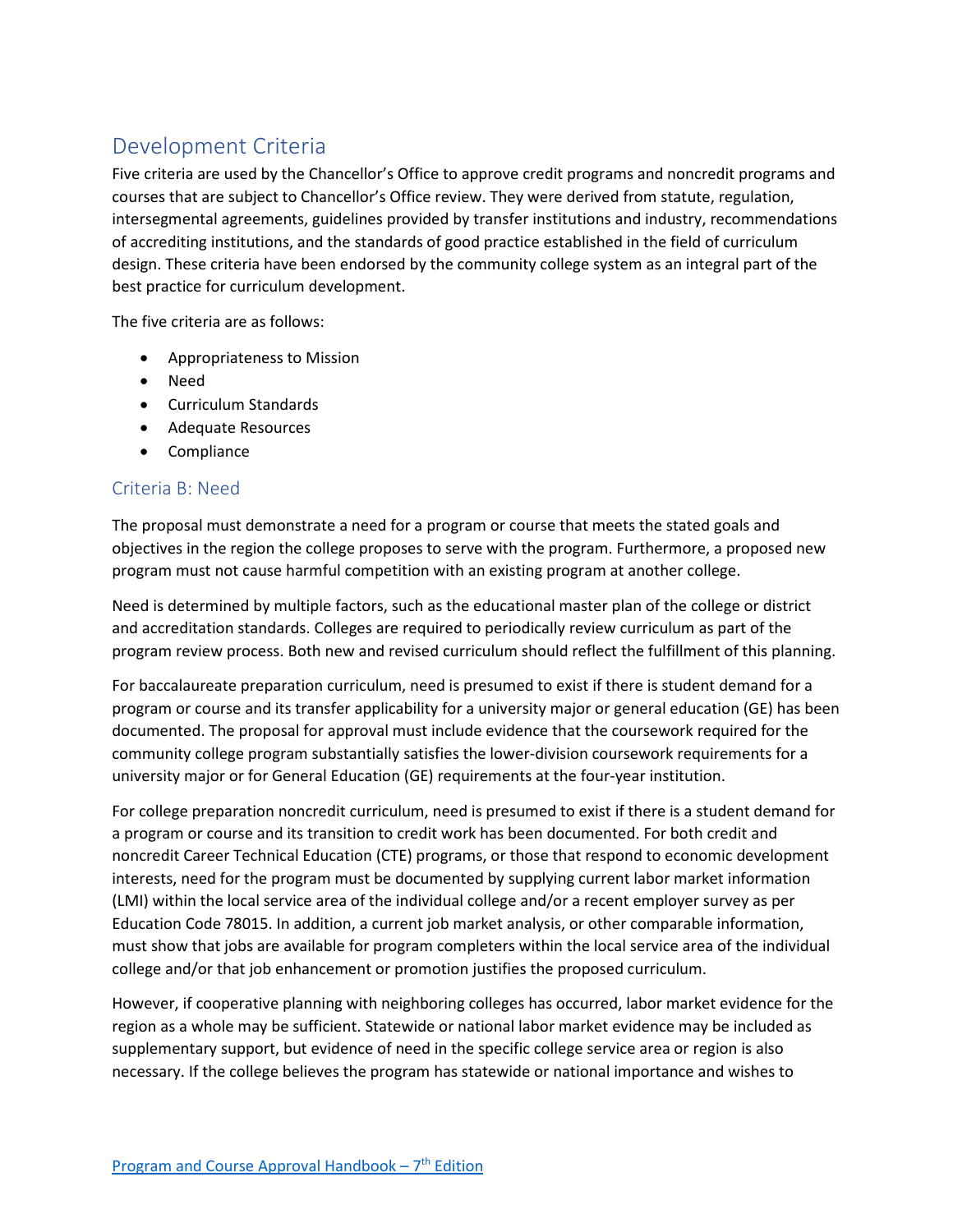## Development Criteria

Five criteria are used by the Chancellor's Office to approve credit programs and noncredit programs and courses that are subject to Chancellor's Office review. They were derived from statute, regulation, intersegmental agreements, guidelines provided by transfer institutions and industry, recommendations of accrediting institutions, and the standards of good practice established in the field of curriculum design. These criteria have been endorsed by the community college system as an integral part of the best practice for curriculum development.

The five criteria are as follows:

- Appropriateness to Mission
- Need
- Curriculum Standards
- Adequate Resources
- Compliance

### Criteria B: Need

The proposal must demonstrate a need for a program or course that meets the stated goals and objectives in the region the college proposes to serve with the program. Furthermore, a proposed new program must not cause harmful competition with an existing program at another college.

Need is determined by multiple factors, such as the educational master plan of the college or district and accreditation standards. Colleges are required to periodically review curriculum as part of the program review process. Both new and revised curriculum should reflect the fulfillment of this planning.

For baccalaureate preparation curriculum, need is presumed to exist if there is student demand for a program or course and its transfer applicability for a university major or general education (GE) has been documented. The proposal for approval must include evidence that the coursework required for the community college program substantially satisfies the lower-division coursework requirements for a university major or for General Education (GE) requirements at the four-year institution.

For college preparation noncredit curriculum, need is presumed to exist if there is a student demand for a program or course and its transition to credit work has been documented. For both credit and noncredit Career Technical Education (CTE) programs, or those that respond to economic development interests, need for the program must be documented by supplying current labor market information (LMI) within the local service area of the individual college and/or a recent employer survey as per Education Code 78015. In addition, a current job market analysis, or other comparable information, must show that jobs are available for program completers within the local service area of the individual college and/or that job enhancement or promotion justifies the proposed curriculum.

However, if cooperative planning with neighboring colleges has occurred, labor market evidence for the region as a whole may be sufficient. Statewide or national labor market evidence may be included as supplementary support, but evidence of need in the specific college service area or region is also necessary. If the college believes the program has statewide or national importance and wishes to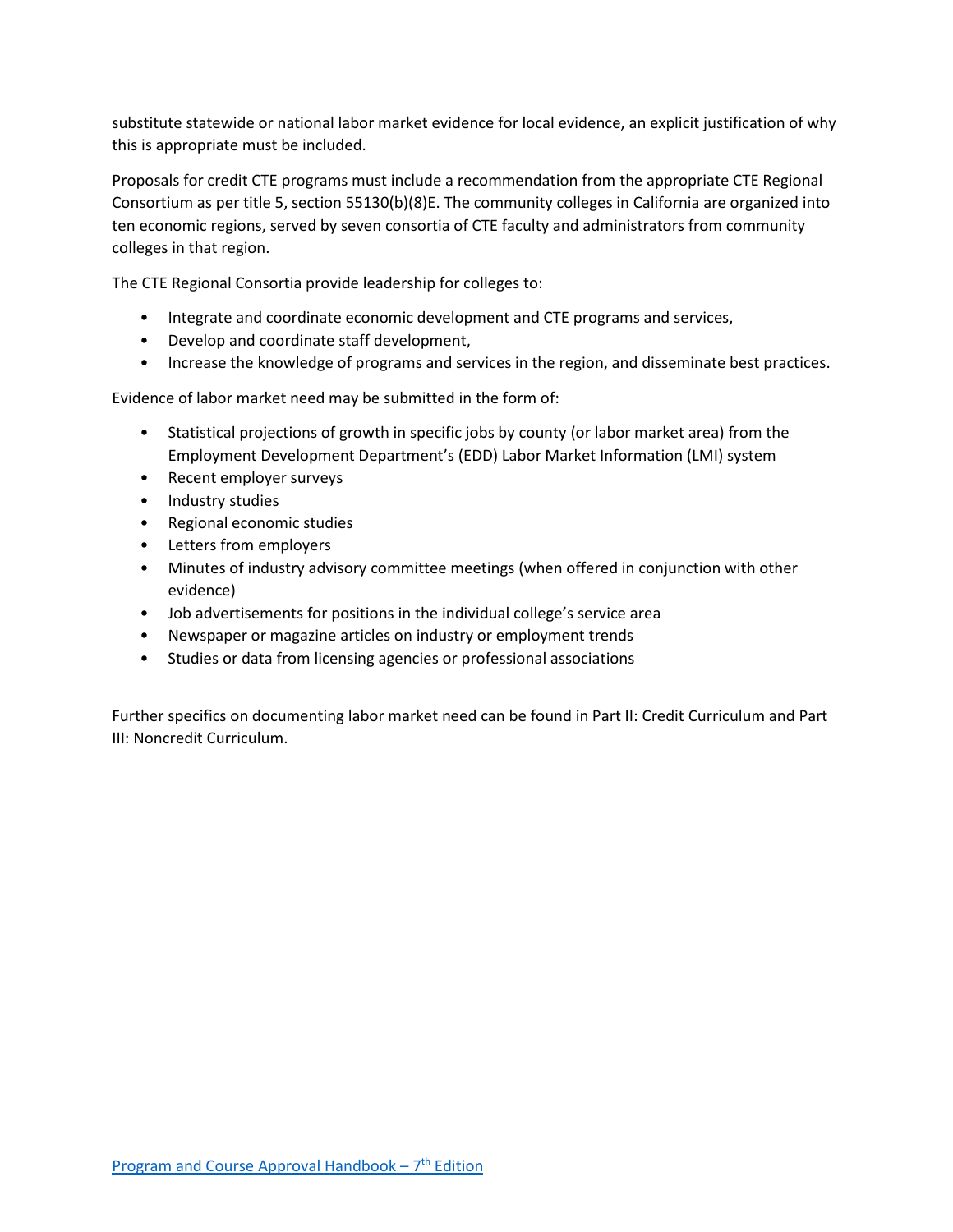substitute statewide or national labor market evidence for local evidence, an explicit justification of why this is appropriate must be included.

Proposals for credit CTE programs must include a recommendation from the appropriate CTE Regional Consortium as per title 5, section 55130(b)(8)E. The community colleges in California are organized into ten economic regions, served by seven consortia of CTE faculty and administrators from community colleges in that region.

The CTE Regional Consortia provide leadership for colleges to:

- Integrate and coordinate economic development and CTE programs and services,
- Develop and coordinate staff development,
- Increase the knowledge of programs and services in the region, and disseminate best practices.

Evidence of labor market need may be submitted in the form of:

- Statistical projections of growth in specific jobs by county (or labor market area) from the Employment Development Department's (EDD) Labor Market Information (LMI) system
- Recent employer surveys
- Industry studies
- Regional economic studies
- Letters from employers
- Minutes of industry advisory committee meetings (when offered in conjunction with other evidence)
- Job advertisements for positions in the individual college's service area
- Newspaper or magazine articles on industry or employment trends
- Studies or data from licensing agencies or professional associations

Further specifics on documenting labor market need can be found in Part II: Credit Curriculum and Part III: Noncredit Curriculum.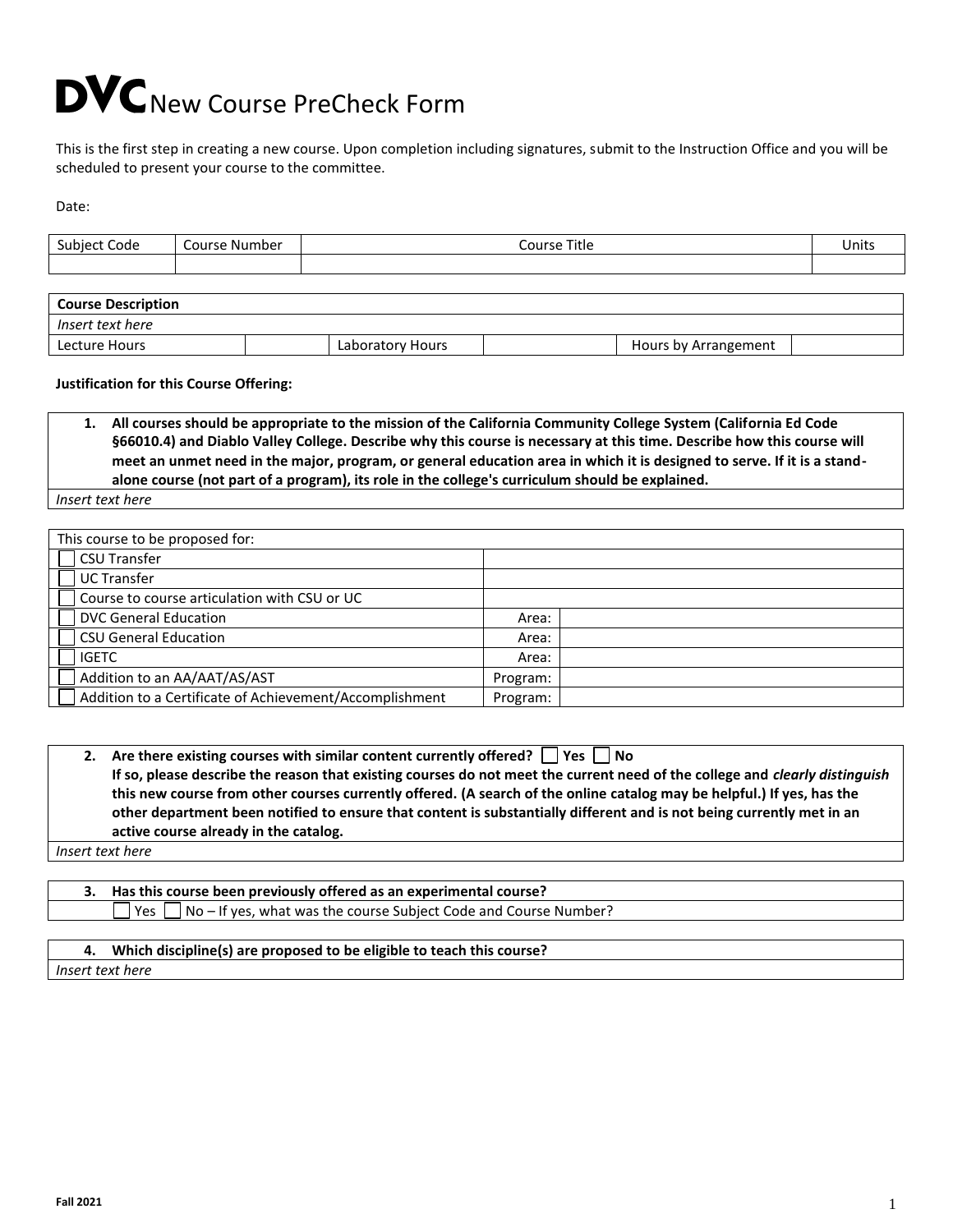# DVC New Course PreCheck Form

This is the first step in creating a new course. Upon completion including signatures, submit to the Instruction Office and you will be scheduled to present your course to the committee.

Date:

| Subject Code | Course Number | Course Title | Units |
|---|---|---|---|
| | | | |

| **Course Description** | | | | | |
|---|---|---|---|---|---|
| *Insert text here* | | | | | |
| Lecture Hours | | Laboratory Hours | | Hours by Arrangement | |

**Justification for this Course Offering:**

| **1. All courses should be appropriate to the mission of the California Community College System (California Ed Code §66010.4) and Diablo Valley College. Describe why this course is necessary at this time. Describe how this course will meet an unmet need in the major, program, or general education area in which it is designed to serve. If it is a stand-alone course (not part of a program), its role in the college's curriculum should be explained.** |
|---|
| *Insert text here* |

| This course to be proposed for: | | |
|---|---|---|
| ☐ CSU Transfer | | |
| ☐ UC Transfer | | |
| ☐ Course to course articulation with CSU or UC | | |
| ☐ DVC General Education | Area: | |
| ☐ CSU General Education | Area: | |
| ☐ IGETC | Area: | |
| ☐ Addition to an AA/AAT/AS/AST | Program: | |
| ☐ Addition to a Certificate of Achievement/Accomplishment | Program: | |

| **2. Are there existing courses with similar content currently offered? ☐ Yes ☐ No**<br>**If so, please describe the reason that existing courses do not meet the current need of the college and *clearly distinguish* this new course from other courses currently offered. (A search of the online catalog may be helpful.) If yes, has the other department been notified to ensure that content is substantially different and is not being currently met in an active course already in the catalog.** |
|---|
| *Insert text here* |

| **3. Has this course been previously offered as an experimental course?** |
|---|
| ☐ Yes ☐ No – If yes, what was the course Subject Code and Course Number? |

| **4. Which discipline(s) are proposed to be eligible to teach this course?** |
|---|
| *Insert text here* |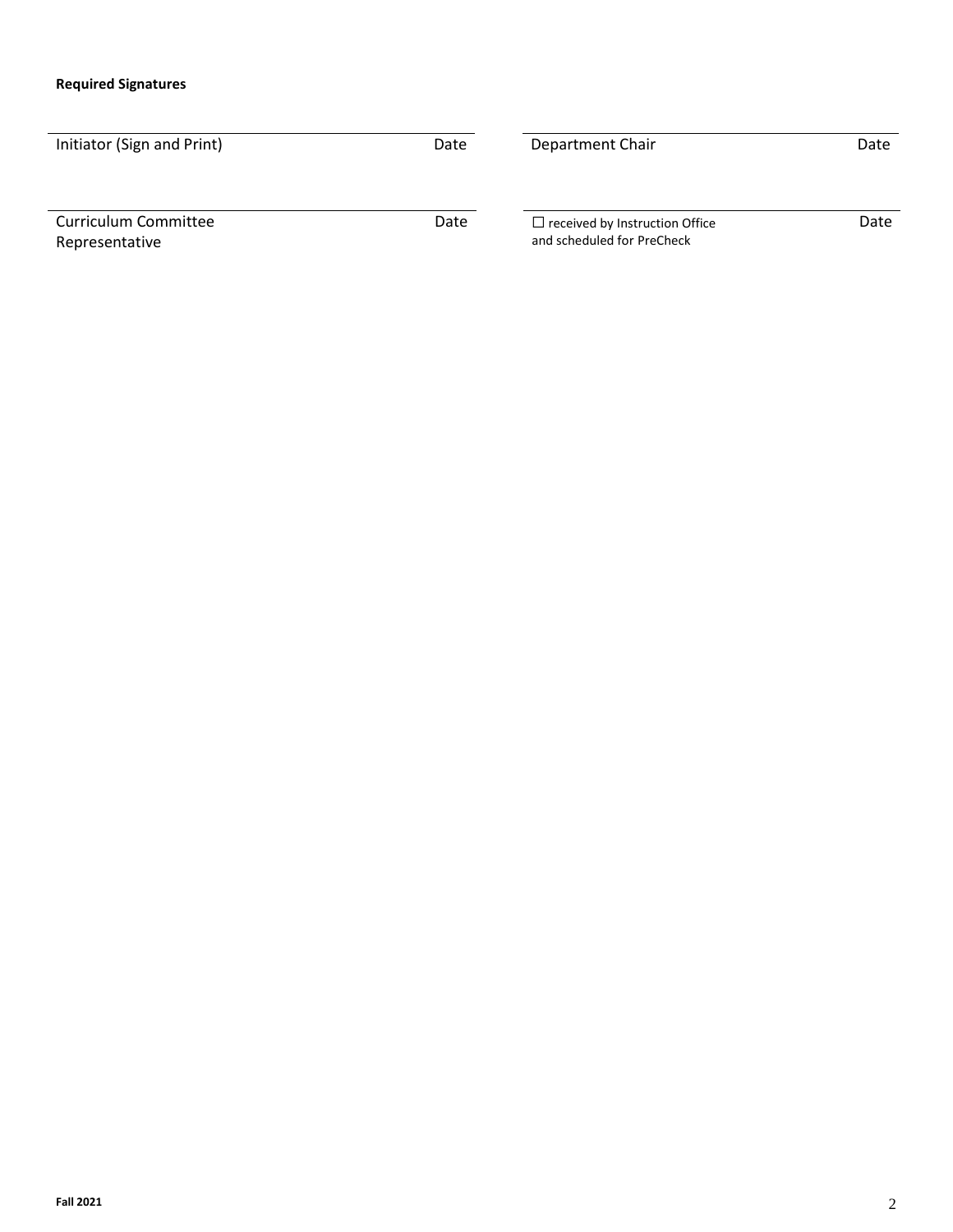**Required Signatures**

| | | | |
|---|---|---|---|
| Initiator (Sign and Print) | Date | Department Chair | Date |
| Curriculum Committee Representative | Date | ☐ received by Instruction Office and scheduled for PreCheck | Date |

**Fall 2021**